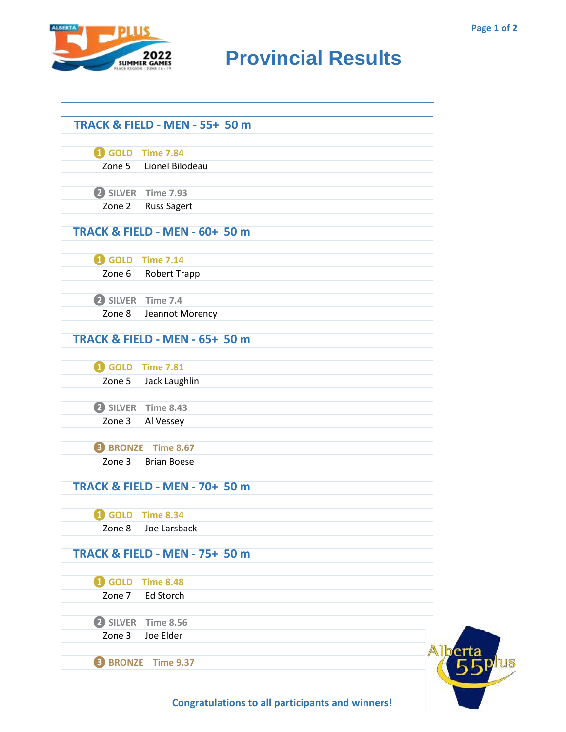# Provincial Results

## TRACK & FIELD - MEN - 55+ 50 m

1 GOLD Time 7.84
Zone 5 Lionel Bilodeau

2 SILVER Time 7.93
Zone 2 Russ Sagert

## TRACK & FIELD - MEN - 60+ 50 m

1 GOLD Time 7.14
Zone 6 Robert Trapp

2 SILVER Time 7.4
Zone 8 Jeannot Morency

## TRACK & FIELD - MEN - 65+ 50 m

1 GOLD Time 7.81
Zone 5 Jack Laughlin

2 SILVER Time 8.43
Zone 3 Al Vessey

3 BRONZE Time 8.67
Zone 3 Brian Boese

## TRACK & FIELD - MEN - 70+ 50 m

1 GOLD Time 8.34
Zone 8 Joe Larsback

## TRACK & FIELD - MEN - 75+ 50 m

1 GOLD Time 8.48
Zone 7 Ed Storch

2 SILVER Time 8.56
Zone 3 Joe Elder

3 BRONZE Time 9.37

Congratulations to all participants and winners!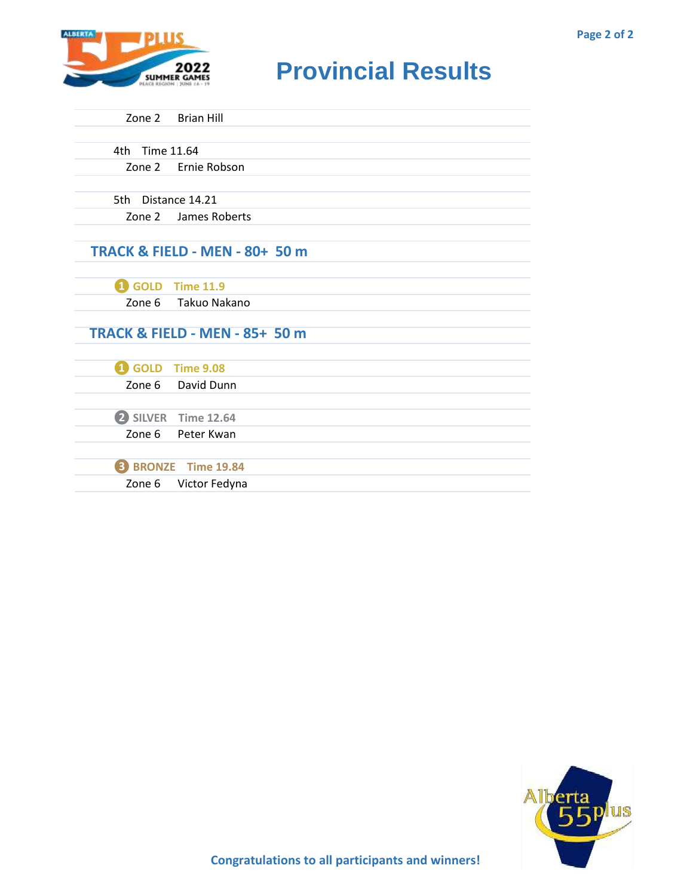Zone 2 Brian Hill

4th Time 11.64

Zone 2 Ernie Robson

5th Distance 14.21

Zone 2 James Roberts

## TRACK & FIELD - MEN - 80+ 50 m

1 GOLD Time 11.9

Zone 6 Takuo Nakano

## TRACK & FIELD - MEN - 85+ 50 m

1 GOLD Time 9.08

Zone 6 David Dunn

2 SILVER Time 12.64

Zone 6 Peter Kwan

3 BRONZE Time 19.84

Zone 6 Victor Fedyna

**Congratulations to all participants and winners!**